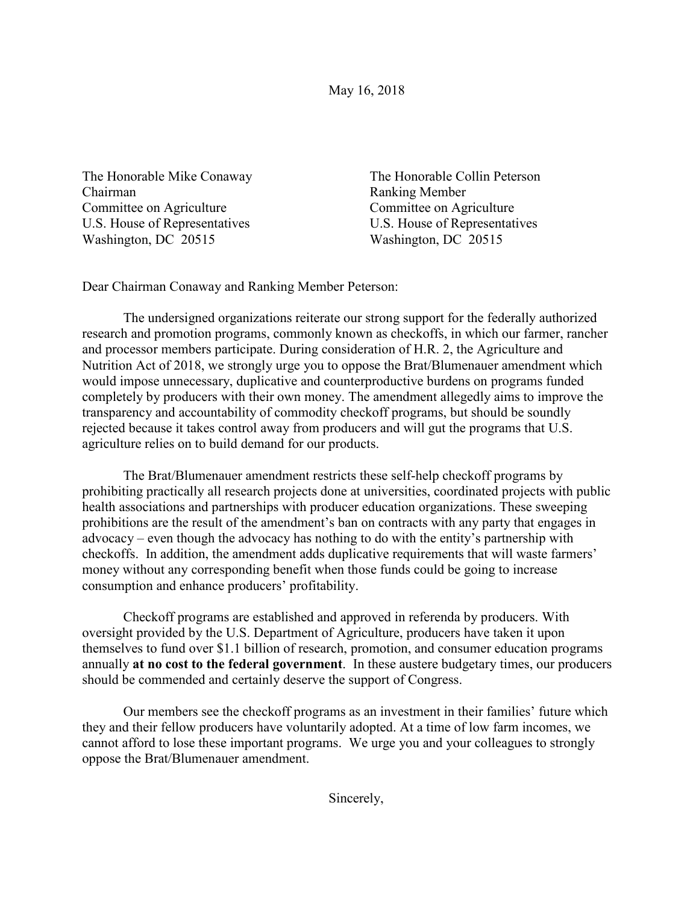May 16, 2018

The Honorable Mike Conaway
Chairman
Committee on Agriculture
U.S. House of Representatives
Washington, DC 20515

The Honorable Collin Peterson
Ranking Member
Committee on Agriculture
U.S. House of Representatives
Washington, DC 20515

Dear Chairman Conaway and Ranking Member Peterson:

The undersigned organizations reiterate our strong support for the federally authorized research and promotion programs, commonly known as checkoffs, in which our farmer, rancher and processor members participate. During consideration of H.R. 2, the Agriculture and Nutrition Act of 2018, we strongly urge you to oppose the Brat/Blumenauer amendment which would impose unnecessary, duplicative and counterproductive burdens on programs funded completely by producers with their own money. The amendment allegedly aims to improve the transparency and accountability of commodity checkoff programs, but should be soundly rejected because it takes control away from producers and will gut the programs that U.S. agriculture relies on to build demand for our products.

The Brat/Blumenauer amendment restricts these self-help checkoff programs by prohibiting practically all research projects done at universities, coordinated projects with public health associations and partnerships with producer education organizations. These sweeping prohibitions are the result of the amendment's ban on contracts with any party that engages in advocacy – even though the advocacy has nothing to do with the entity's partnership with checkoffs. In addition, the amendment adds duplicative requirements that will waste farmers' money without any corresponding benefit when those funds could be going to increase consumption and enhance producers' profitability.

Checkoff programs are established and approved in referenda by producers. With oversight provided by the U.S. Department of Agriculture, producers have taken it upon themselves to fund over $1.1 billion of research, promotion, and consumer education programs annually **at no cost to the federal government**. In these austere budgetary times, our producers should be commended and certainly deserve the support of Congress.

Our members see the checkoff programs as an investment in their families' future which they and their fellow producers have voluntarily adopted. At a time of low farm incomes, we cannot afford to lose these important programs. We urge you and your colleagues to strongly oppose the Brat/Blumenauer amendment.

Sincerely,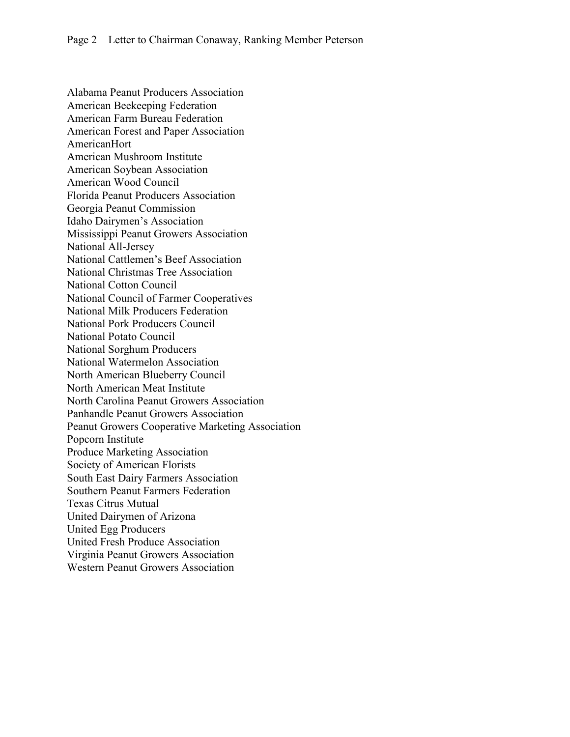Alabama Peanut Producers Association
American Beekeeping Federation
American Farm Bureau Federation
American Forest and Paper Association
AmericanHort
American Mushroom Institute
American Soybean Association
American Wood Council
Florida Peanut Producers Association
Georgia Peanut Commission
Idaho Dairymen's Association
Mississippi Peanut Growers Association
National All-Jersey
National Cattlemen's Beef Association
National Christmas Tree Association
National Cotton Council
National Council of Farmer Cooperatives
National Milk Producers Federation
National Pork Producers Council
National Potato Council
National Sorghum Producers
National Watermelon Association
North American Blueberry Council
North American Meat Institute
North Carolina Peanut Growers Association
Panhandle Peanut Growers Association
Peanut Growers Cooperative Marketing Association
Popcorn Institute
Produce Marketing Association
Society of American Florists
South East Dairy Farmers Association
Southern Peanut Farmers Federation
Texas Citrus Mutual
United Dairymen of Arizona
United Egg Producers
United Fresh Produce Association
Virginia Peanut Growers Association
Western Peanut Growers Association